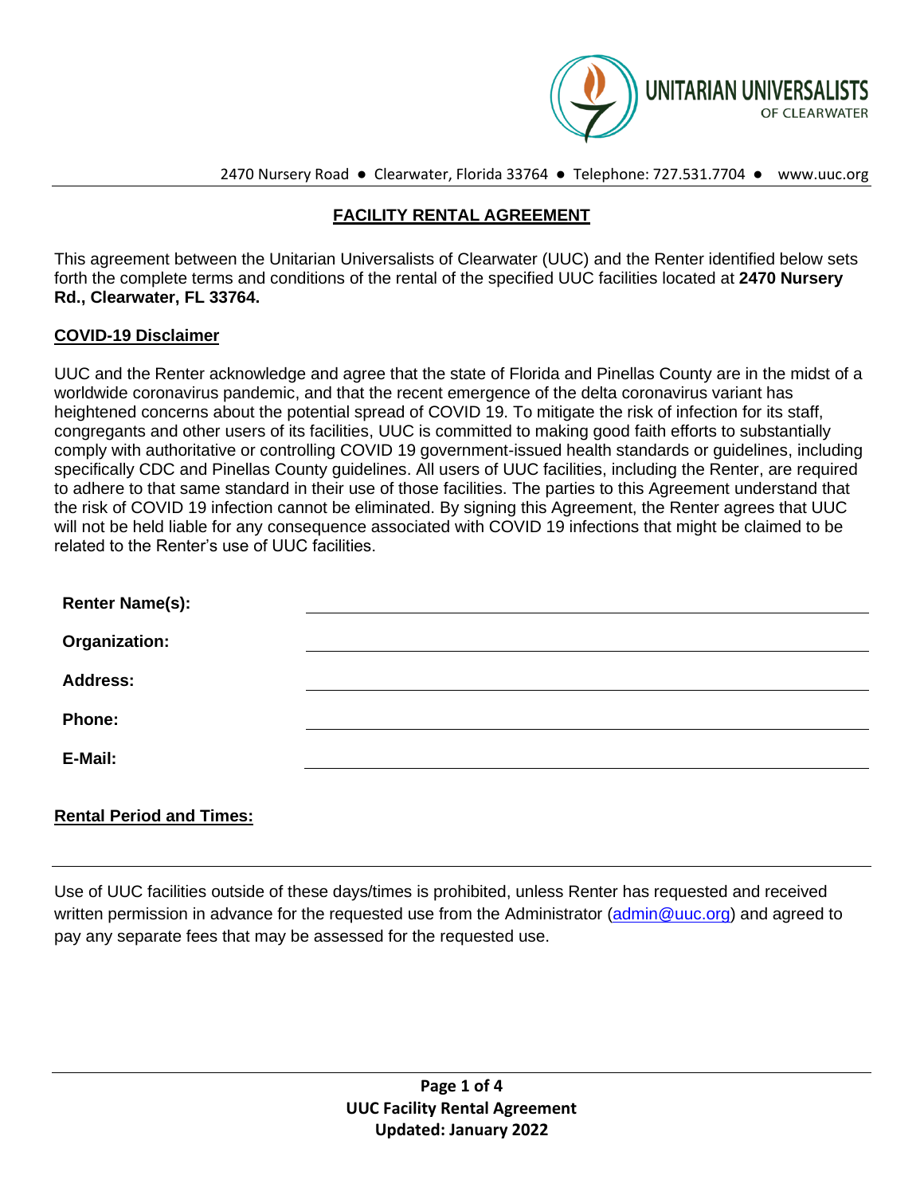UNITARIAN UNIVERSALISTS OF CLEARWATER

2470 Nursery Road ● Clearwater, Florida 33764 ● Telephone: 727.531.7704 ● www.uuc.org

# FACILITY RENTAL AGREEMENT

This agreement between the Unitarian Universalists of Clearwater (UUC) and the Renter identified below sets forth the complete terms and conditions of the rental of the specified UUC facilities located at **2470 Nursery Rd., Clearwater, FL 33764.**

## COVID-19 Disclaimer

UUC and the Renter acknowledge and agree that the state of Florida and Pinellas County are in the midst of a worldwide coronavirus pandemic, and that the recent emergence of the delta coronavirus variant has heightened concerns about the potential spread of COVID 19. To mitigate the risk of infection for its staff, congregants and other users of its facilities, UUC is committed to making good faith efforts to substantially comply with authoritative or controlling COVID 19 government-issued health standards or guidelines, including specifically CDC and Pinellas County guidelines. All users of UUC facilities, including the Renter, are required to adhere to that same standard in their use of those facilities. The parties to this Agreement understand that the risk of COVID 19 infection cannot be eliminated. By signing this Agreement, the Renter agrees that UUC will not be held liable for any consequence associated with COVID 19 infections that might be claimed to be related to the Renter's use of UUC facilities.

**Renter Name(s):** ______________________________

**Organization:** ______________________________

**Address:** ______________________________

**Phone:** ______________________________

**E-Mail:** ______________________________

## Rental Period and Times:

______________________________

Use of UUC facilities outside of these days/times is prohibited, unless Renter has requested and received written permission in advance for the requested use from the Administrator (admin@uuc.org) and agreed to pay any separate fees that may be assessed for the requested use.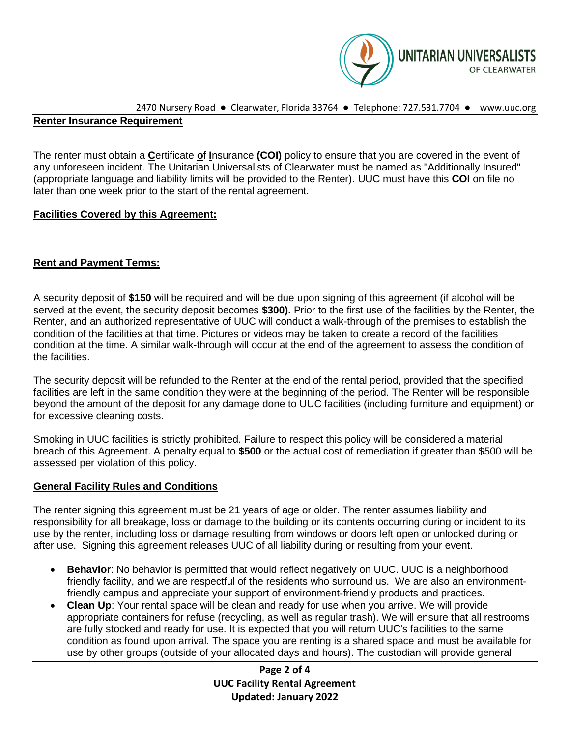## Renter Insurance Requirement

The renter must obtain a **C**ertificate **o**f **I**nsurance **(COI)** policy to ensure that you are covered in the event of any unforeseen incident. The Unitarian Universalists of Clearwater must be named as "Additionally Insured" (appropriate language and liability limits will be provided to the Renter). UUC must have this **COI** on file no later than one week prior to the start of the rental agreement.

## Facilities Covered by this Agreement:

---

## Rent and Payment Terms:

A security deposit of **$150** will be required and will be due upon signing of this agreement (if alcohol will be served at the event, the security deposit becomes **$300).** Prior to the first use of the facilities by the Renter, the Renter, and an authorized representative of UUC will conduct a walk-through of the premises to establish the condition of the facilities at that time. Pictures or videos may be taken to create a record of the facilities condition at the time. A similar walk-through will occur at the end of the agreement to assess the condition of the facilities.

The security deposit will be refunded to the Renter at the end of the rental period, provided that the specified facilities are left in the same condition they were at the beginning of the period. The Renter will be responsible beyond the amount of the deposit for any damage done to UUC facilities (including furniture and equipment) or for excessive cleaning costs.

Smoking in UUC facilities is strictly prohibited. Failure to respect this policy will be considered a material breach of this Agreement. A penalty equal to **$500** or the actual cost of remediation if greater than $500 will be assessed per violation of this policy.

## General Facility Rules and Conditions

The renter signing this agreement must be 21 years of age or older. The renter assumes liability and responsibility for all breakage, loss or damage to the building or its contents occurring during or incident to its use by the renter, including loss or damage resulting from windows or doors left open or unlocked during or after use. Signing this agreement releases UUC of all liability during or resulting from your event.

- **Behavior**: No behavior is permitted that would reflect negatively on UUC. UUC is a neighborhood friendly facility, and we are respectful of the residents who surround us. We are also an environment-friendly campus and appreciate your support of environment-friendly products and practices.
- **Clean Up**: Your rental space will be clean and ready for use when you arrive. We will provide appropriate containers for refuse (recycling, as well as regular trash). We will ensure that all restrooms are fully stocked and ready for use. It is expected that you will return UUC's facilities to the same condition as found upon arrival. The space you are renting is a shared space and must be available for use by other groups (outside of your allocated days and hours). The custodian will provide general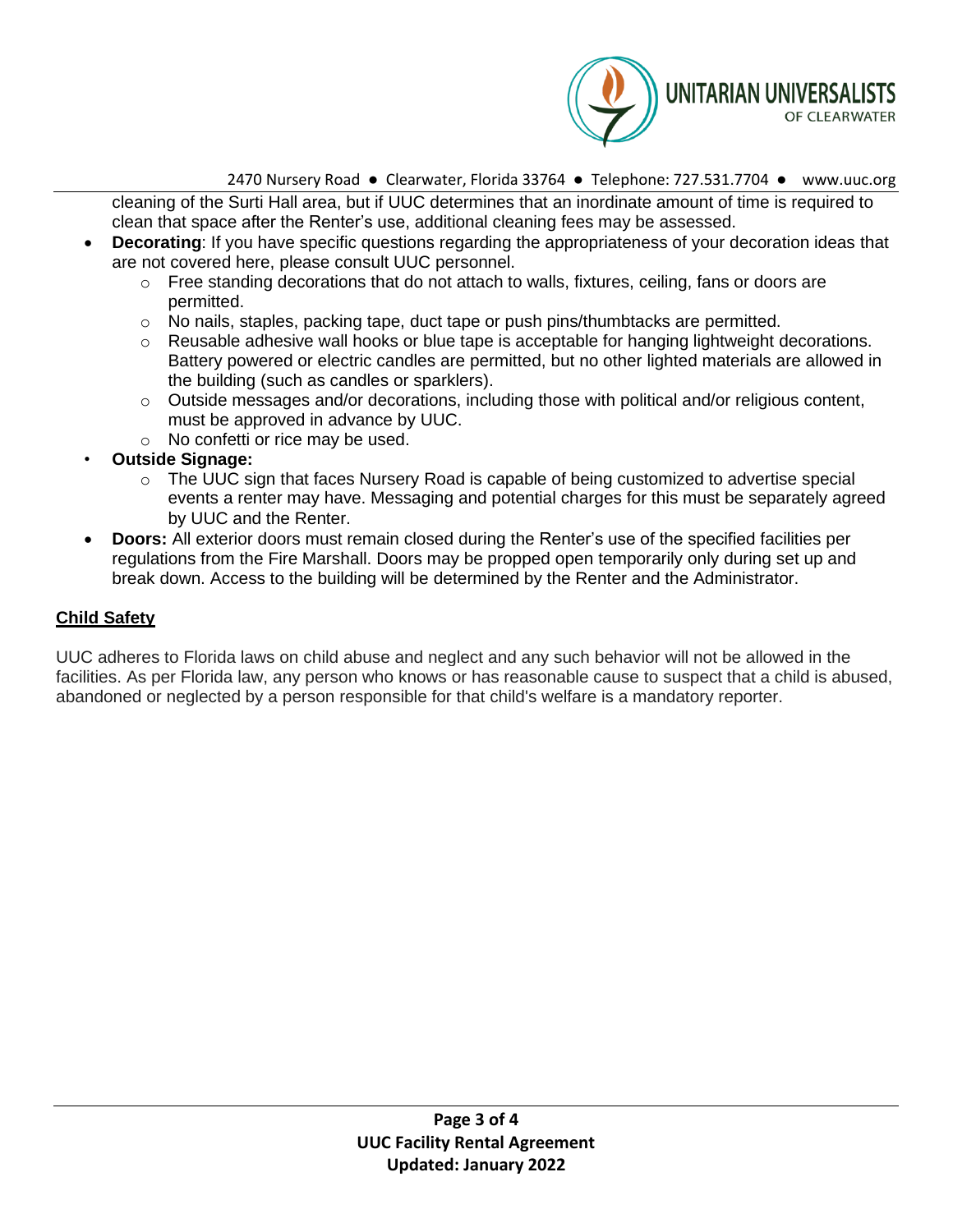cleaning of the Surti Hall area, but if UUC determines that an inordinate amount of time is required to clean that space after the Renter's use, additional cleaning fees may be assessed.

- **Decorating**: If you have specific questions regarding the appropriateness of your decoration ideas that are not covered here, please consult UUC personnel.
  - Free standing decorations that do not attach to walls, fixtures, ceiling, fans or doors are permitted.
  - No nails, staples, packing tape, duct tape or push pins/thumbtacks are permitted.
  - Reusable adhesive wall hooks or blue tape is acceptable for hanging lightweight decorations. Battery powered or electric candles are permitted, but no other lighted materials are allowed in the building (such as candles or sparklers).
  - Outside messages and/or decorations, including those with political and/or religious content, must be approved in advance by UUC.
  - No confetti or rice may be used.
- **Outside Signage:**
  - The UUC sign that faces Nursery Road is capable of being customized to advertise special events a renter may have. Messaging and potential charges for this must be separately agreed by UUC and the Renter.
- **Doors:** All exterior doors must remain closed during the Renter's use of the specified facilities per regulations from the Fire Marshall. Doors may be propped open temporarily only during set up and break down. Access to the building will be determined by the Renter and the Administrator.

**Child Safety**

UUC adheres to Florida laws on child abuse and neglect and any such behavior will not be allowed in the facilities. As per Florida law, any person who knows or has reasonable cause to suspect that a child is abused, abandoned or neglected by a person responsible for that child's welfare is a mandatory reporter.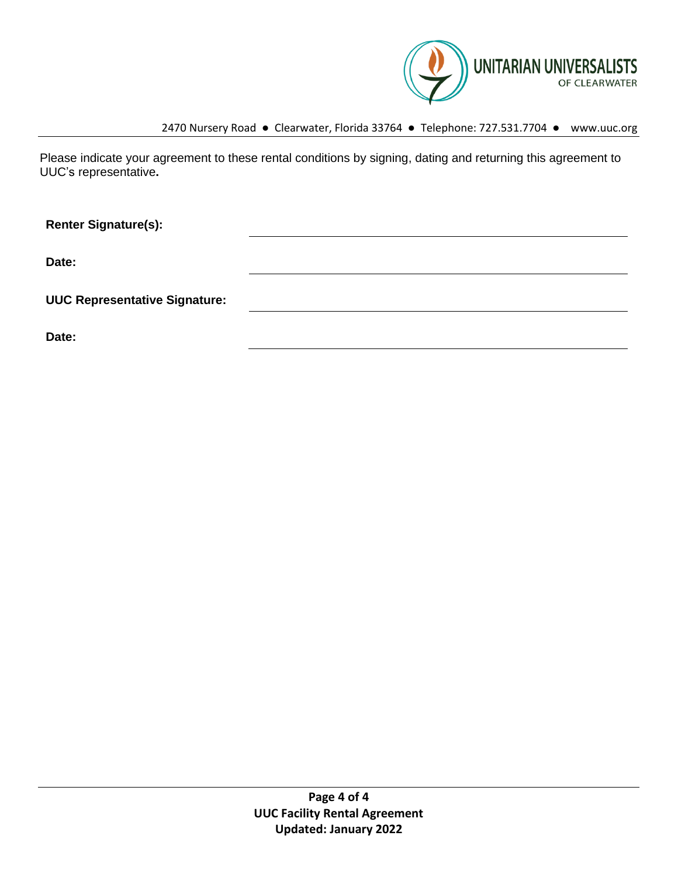Please indicate your agreement to these rental conditions by signing, dating and returning this agreement to UUC's representative**.**

| | |
|---|---|
| **Renter Signature(s):** | |
| **Date:** | |
| **UUC Representative Signature:** | |
| **Date:** | |